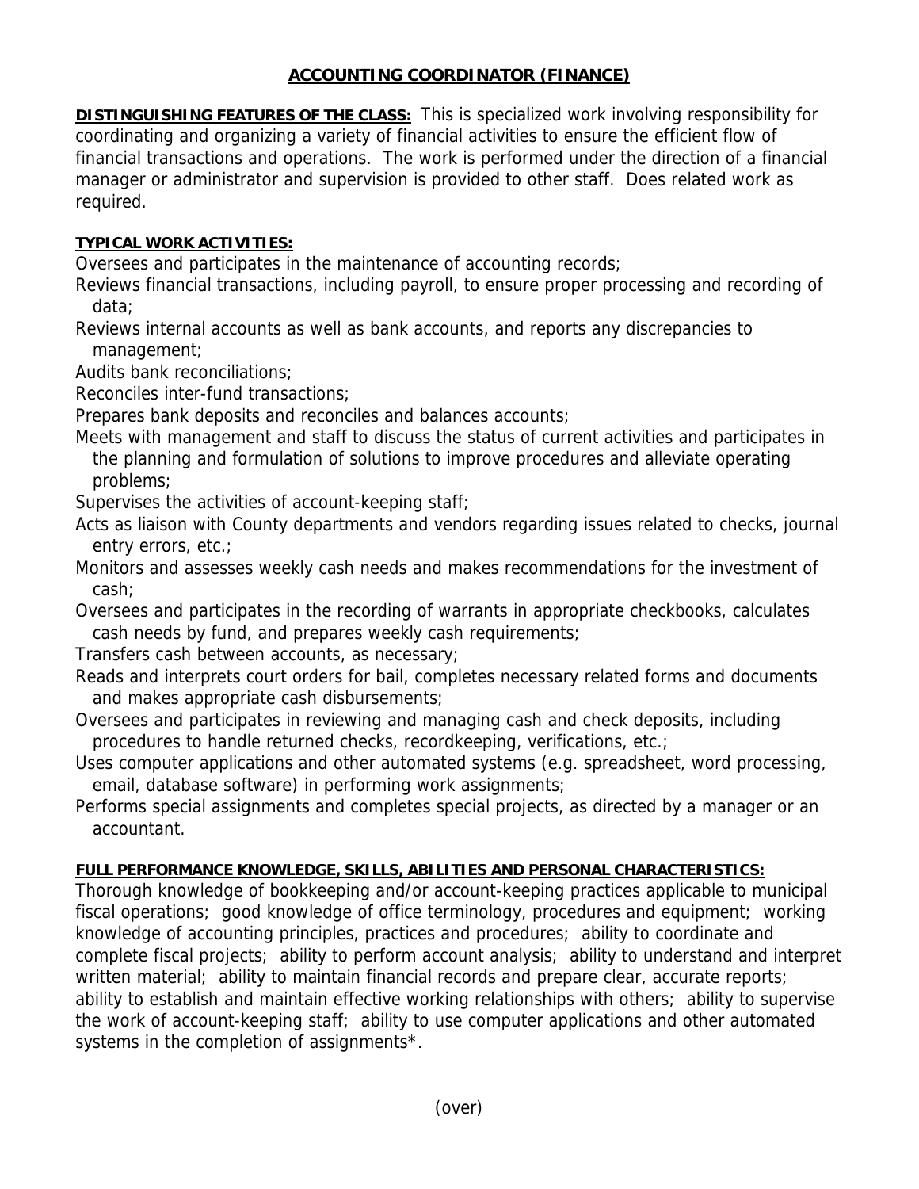# ACCOUNTING COORDINATOR (FINANCE)

**DISTINGUISHING FEATURES OF THE CLASS:** This is specialized work involving responsibility for coordinating and organizing a variety of financial activities to ensure the efficient flow of financial transactions and operations. The work is performed under the direction of a financial manager or administrator and supervision is provided to other staff. Does related work as required.

**TYPICAL WORK ACTIVITIES:**

Oversees and participates in the maintenance of accounting records;

Reviews financial transactions, including payroll, to ensure proper processing and recording of data;

Reviews internal accounts as well as bank accounts, and reports any discrepancies to management;

Audits bank reconciliations;

Reconciles inter-fund transactions;

Prepares bank deposits and reconciles and balances accounts;

Meets with management and staff to discuss the status of current activities and participates in the planning and formulation of solutions to improve procedures and alleviate operating problems;

Supervises the activities of account-keeping staff;

Acts as liaison with County departments and vendors regarding issues related to checks, journal entry errors, etc.;

Monitors and assesses weekly cash needs and makes recommendations for the investment of cash;

Oversees and participates in the recording of warrants in appropriate checkbooks, calculates cash needs by fund, and prepares weekly cash requirements;

Transfers cash between accounts, as necessary;

Reads and interprets court orders for bail, completes necessary related forms and documents and makes appropriate cash disbursements;

Oversees and participates in reviewing and managing cash and check deposits, including procedures to handle returned checks, recordkeeping, verifications, etc.;

Uses computer applications and other automated systems (e.g. spreadsheet, word processing, email, database software) in performing work assignments;

Performs special assignments and completes special projects, as directed by a manager or an accountant.

**FULL PERFORMANCE KNOWLEDGE, SKILLS, ABILITIES AND PERSONAL CHARACTERISTICS:**

Thorough knowledge of bookkeeping and/or account-keeping practices applicable to municipal fiscal operations; good knowledge of office terminology, procedures and equipment; working knowledge of accounting principles, practices and procedures; ability to coordinate and complete fiscal projects; ability to perform account analysis; ability to understand and interpret written material; ability to maintain financial records and prepare clear, accurate reports; ability to establish and maintain effective working relationships with others; ability to supervise the work of account-keeping staff; ability to use computer applications and other automated systems in the completion of assignments*.

(over)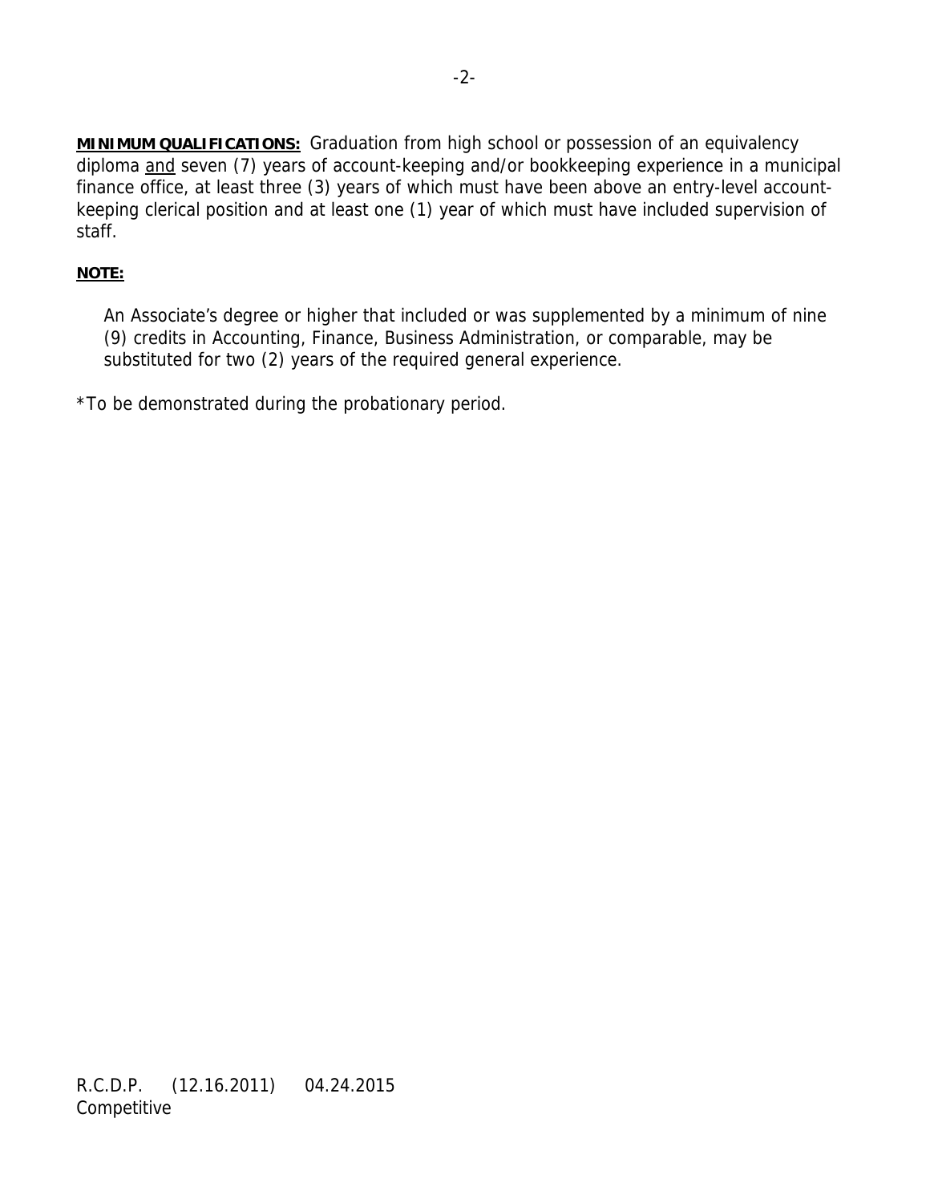**MINIMUM QUALIFICATIONS:** Graduation from high school or possession of an equivalency diploma and seven (7) years of account-keeping and/or bookkeeping experience in a municipal finance office, at least three (3) years of which must have been above an entry-level account-keeping clerical position and at least one (1) year of which must have included supervision of staff.

**NOTE:**

An Associate's degree or higher that included or was supplemented by a minimum of nine (9) credits in Accounting, Finance, Business Administration, or comparable, may be substituted for two (2) years of the required general experience.

*To be demonstrated during the probationary period.

R.C.D.P. (12.16.2011) 04.24.2015
Competitive